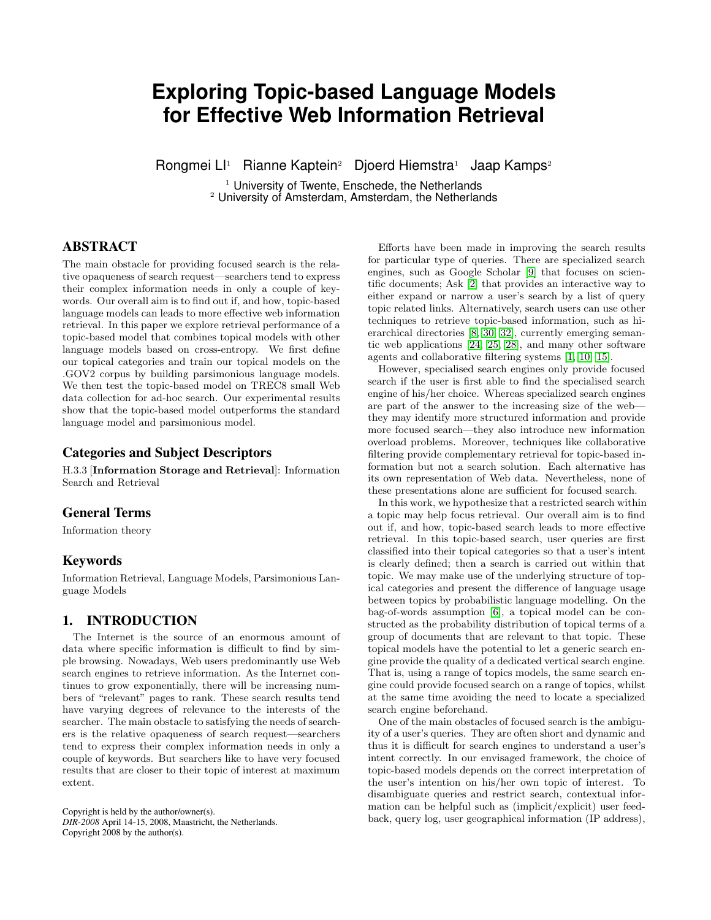# Exploring Topic-based Language Models for Effective Web Information Retrieval

Rongmei LI[1] Rianne Kaptein[2] Djoerd Hiemstra[1] Jaap Kamps[2]

[1] University of Twente, Enschede, the Netherlands
[2] University of Amsterdam, Amsterdam, the Netherlands

## ABSTRACT

The main obstacle for providing focused search is the relative opaqueness of search request—searchers tend to express their complex information needs in only a couple of keywords. Our overall aim is to find out if, and how, topic-based language models can leads to more effective web information retrieval. In this paper we explore retrieval performance of a topic-based model that combines topical models with other language models based on cross-entropy. We first define our topical categories and train our topical models on the .GOV2 corpus by building parsimonious language models. We then test the topic-based model on TREC8 small Web data collection for ad-hoc search. Our experimental results show that the topic-based model outperforms the standard language model and parsimonious model.

### Categories and Subject Descriptors

H.3.3 [**Information Storage and Retrieval**]: Information Search and Retrieval

### General Terms

Information theory

### Keywords

Information Retrieval, Language Models, Parsimonious Language Models

## 1. INTRODUCTION

The Internet is the source of an enormous amount of data where specific information is difficult to find by simple browsing. Nowadays, Web users predominantly use Web search engines to retrieve information. As the Internet continues to grow exponentially, there will be increasing numbers of "relevant" pages to rank. These search results tend have varying degrees of relevance to the interests of the searcher. The main obstacle to satisfying the needs of searchers is the relative opaqueness of search request—searchers tend to express their complex information needs in only a couple of keywords. But searchers like to have very focused results that are closer to their topic of interest at maximum extent.

Copyright is held by the author/owner(s).
*DIR-2008* April 14-15, 2008, Maastricht, the Netherlands.
Copyright 2008 by the author(s).

Efforts have been made in improving the search results for particular type of queries. There are specialized search engines, such as Google Scholar [9] that focuses on scientific documents; Ask [2] that provides an interactive way to either expand or narrow a user's search by a list of query topic related links. Alternatively, search users can use other techniques to retrieve topic-based information, such as hierarchical directories [8, 30, 32], currently emerging semantic web applications [24, 25, 28], and many other software agents and collaborative filtering systems [1, 10, 15].

However, specialised search engines only provide focused search if the user is first able to find the specialised search engine of his/her choice. Whereas specialized search engines are part of the answer to the increasing size of the web—they may identify more structured information and provide more focused search—they also introduce new information overload problems. Moreover, techniques like collaborative filtering provide complementary retrieval for topic-based information but not a search solution. Each alternative has its own representation of Web data. Nevertheless, none of these presentations alone are sufficient for focused search.

In this work, we hypothesize that a restricted search within a topic may help focus retrieval. Our overall aim is to find out if, and how, topic-based search leads to more effective retrieval. In this topic-based search, user queries are first classified into their topical categories so that a user's intent is clearly defined; then a search is carried out within that topic. We may make use of the underlying structure of topical categories and present the difference of language usage between topics by probabilistic language modelling. On the bag-of-words assumption [6], a topical model can be constructed as the probability distribution of topical terms of a group of documents that are relevant to that topic. These topical models have the potential to let a generic search engine provide the quality of a dedicated vertical search engine. That is, using a range of topics models, the same search engine could provide focused search on a range of topics, whilst at the same time avoiding the need to locate a specialized search engine beforehand.

One of the main obstacles of focused search is the ambiguity of a user's queries. They are often short and dynamic and thus it is difficult for search engines to understand a user's intent correctly. In our envisaged framework, the choice of topic-based models depends on the correct interpretation of the user's intention on his/her own topic of interest. To disambiguate queries and restrict search, contextual information can be helpful such as (implicit/explicit) user feedback, query log, user geographical information (IP address),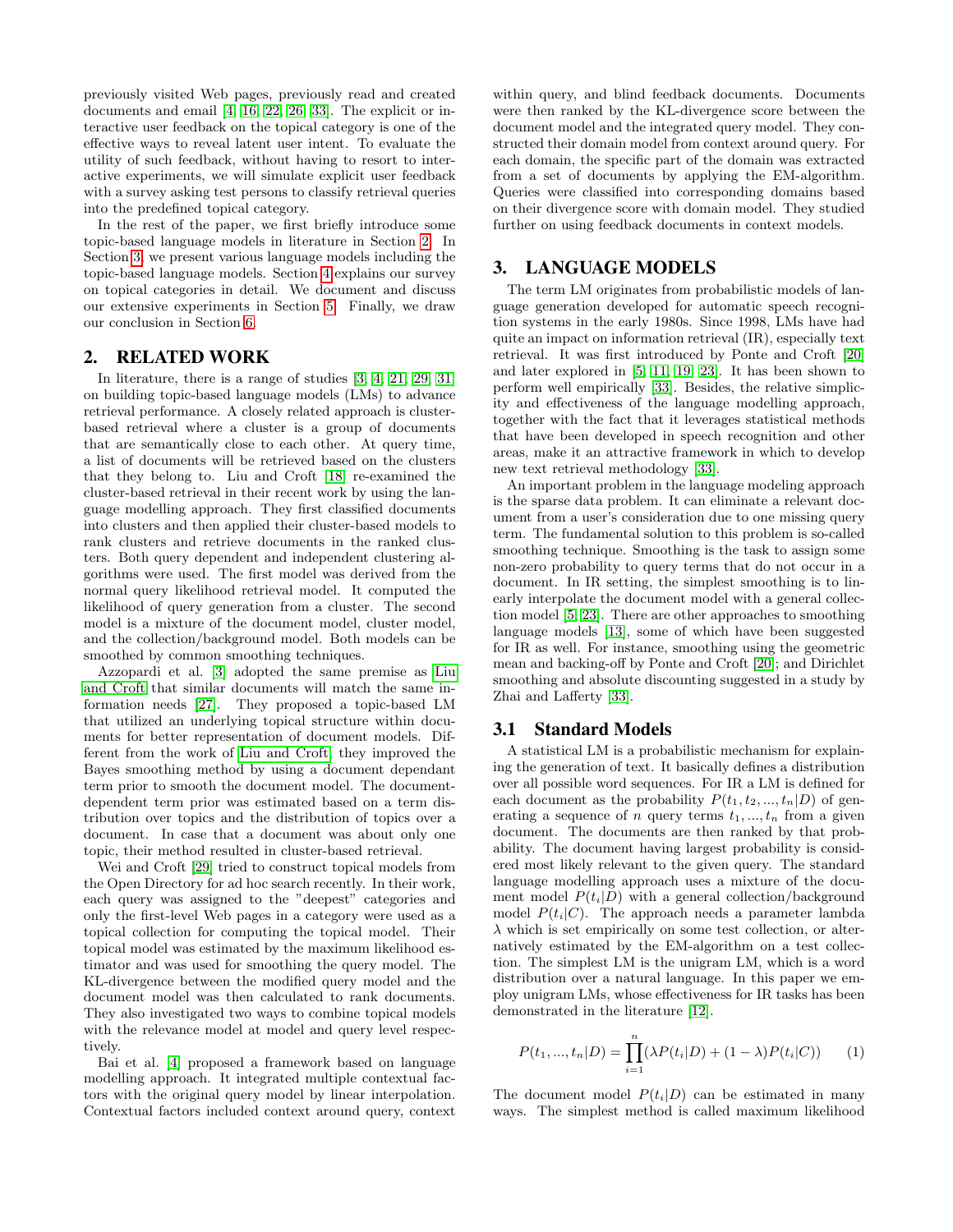previously visited Web pages, previously read and created documents and email [4, 16, 22, 26, 33]. The explicit or interactive user feedback on the topical category is one of the effective ways to reveal latent user intent. To evaluate the utility of such feedback, without having to resort to interactive experiments, we will simulate explicit user feedback with a survey asking test persons to classify retrieval queries into the predefined topical category.

In the rest of the paper, we first briefly introduce some topic-based language models in literature in Section 2. In Section 3, we present various language models including the topic-based language models. Section 4 explains our survey on topical categories in detail. We document and discuss our extensive experiments in Section 5. Finally, we draw our conclusion in Section 6.

## 2. RELATED WORK

In literature, there is a range of studies [3, 4, 21, 29, 31] on building topic-based language models (LMs) to advance retrieval performance. A closely related approach is cluster-based retrieval where a cluster is a group of documents that are semantically close to each other. At query time, a list of documents will be retrieved based on the clusters that they belong to. Liu and Croft [18] re-examined the cluster-based retrieval in their recent work by using the language modelling approach. They first classified documents into clusters and then applied their cluster-based models to rank clusters and retrieve documents in the ranked clusters. Both query dependent and independent clustering algorithms were used. The first model was derived from the normal query likelihood retrieval model. It computed the likelihood of query generation from a cluster. The second model is a mixture of the document model, cluster model, and the collection/background model. Both models can be smoothed by common smoothing techniques.

Azzopardi et al. [3] adopted the same premise as Liu and Croft that similar documents will match the same information needs [27]. They proposed a topic-based LM that utilized an underlying topical structure within documents for better representation of document models. Different from the work of Liu and Croft, they improved the Bayes smoothing method by using a document dependant term prior to smooth the document model. The document-dependent term prior was estimated based on a term distribution over topics and the distribution of topics over a document. In case that a document was about only one topic, their method resulted in cluster-based retrieval.

Wei and Croft [29] tried to construct topical models from the Open Directory for ad hoc search recently. In their work, each query was assigned to the "deepest" categories and only the first-level Web pages in a category were used as a topical collection for computing the topical model. Their topical model was estimated by the maximum likelihood estimator and was used for smoothing the query model. The KL-divergence between the modified query model and the document model was then calculated to rank documents. They also investigated two ways to combine topical models with the relevance model at model and query level respectively.

Bai et al. [4] proposed a framework based on language modelling approach. It integrated multiple contextual factors with the original query model by linear interpolation. Contextual factors included context around query, context within query, and blind feedback documents. Documents were then ranked by the KL-divergence score between the document model and the integrated query model. They constructed their domain model from context around query. For each domain, the specific part of the domain was extracted from a set of documents by applying the EM-algorithm. Queries were classified into corresponding domains based on their divergence score with domain model. They studied further on using feedback documents in context models.

## 3. LANGUAGE MODELS

The term LM originates from probabilistic models of language generation developed for automatic speech recognition systems in the early 1980s. Since 1998, LMs have had quite an impact on information retrieval (IR), especially text retrieval. It was first introduced by Ponte and Croft [20] and later explored in [5, 11, 19, 23]. It has been shown to perform well empirically [33]. Besides, the relative simplicity and effectiveness of the language modelling approach, together with the fact that it leverages statistical methods that have been developed in speech recognition and other areas, make it an attractive framework in which to develop new text retrieval methodology [33].

An important problem in the language modeling approach is the sparse data problem. It can eliminate a relevant document from a user's consideration due to one missing query term. The fundamental solution to this problem is so-called smoothing technique. Smoothing is the task to assign some non-zero probability to query terms that do not occur in a document. In IR setting, the simplest smoothing is to linearly interpolate the document model with a general collection model [5, 23]. There are other approaches to smoothing language models [13], some of which have been suggested for IR as well. For instance, smoothing using the geometric mean and backing-off by Ponte and Croft [20]; and Dirichlet smoothing and absolute discounting suggested in a study by Zhai and Lafferty [33].

### 3.1 Standard Models

A statistical LM is a probabilistic mechanism for explaining the generation of text. It basically defines a distribution over all possible word sequences. For IR a LM is defined for each document as the probability $P(t_1, t_2, ..., t_n|D)$ of generating a sequence of $n$ query terms $t_1, ..., t_n$ from a given document. The documents are then ranked by that probability. The document having largest probability is considered most likely relevant to the given query. The standard language modelling approach uses a mixture of the document model $P(t_i|D)$ with a general collection/background model $P(t_i|C)$. The approach needs a parameter lambda $\lambda$ which is set empirically on some test collection, or alternatively estimated by the EM-algorithm on a test collection. The simplest LM is the unigram LM, which is a word distribution over a natural language. In this paper we employ unigram LMs, whose effectiveness for IR tasks has been demonstrated in the literature [12].

$$P(t_1, ..., t_n|D) = \prod_{i=1}^{n} (\lambda P(t_i|D) + (1 - \lambda)P(t_i|C)) \qquad (1)$$

The document model $P(t_i|D)$ can be estimated in many ways. The simplest method is called maximum likelihood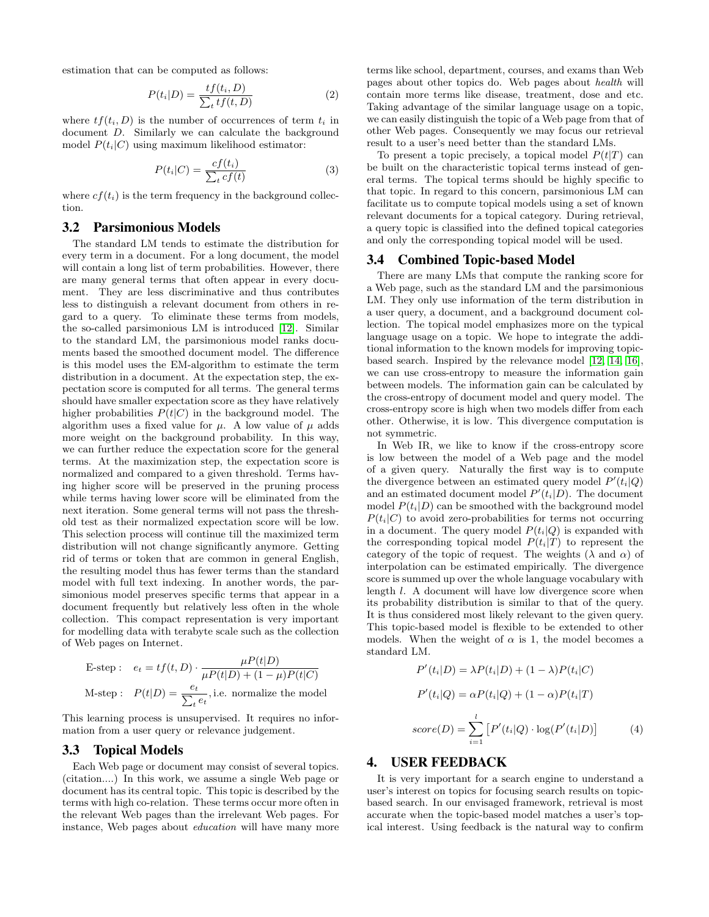estimation that can be computed as follows:

$$P(t_i|D) = \frac{tf(t_i, D)}{\sum_t tf(t, D)} \tag{2}$$

where $tf(t_i, D)$ is the number of occurrences of term $t_i$ in document $D$. Similarly we can calculate the background model $P(t_i|C)$ using maximum likelihood estimator:

$$P(t_i|C) = \frac{cf(t_i)}{\sum_t cf(t)} \tag{3}$$

where $cf(t_i)$ is the term frequency in the background collection.

### 3.2 Parsimonious Models

The standard LM tends to estimate the distribution for every term in a document. For a long document, the model will contain a long list of term probabilities. However, there are many general terms that often appear in every document. They are less discriminative and thus contributes less to distinguish a relevant document from others in regard to a query. To eliminate these terms from models, the so-called parsimonious LM is introduced [12]. Similar to the standard LM, the parsimonious model ranks documents based the smoothed document model. The difference is this model uses the EM-algorithm to estimate the term distribution in a document. At the expectation step, the expectation score is computed for all terms. The general terms should have smaller expectation score as they have relatively higher probabilities $P(t|C)$ in the background model. The algorithm uses a fixed value for $\mu$. A low value of $\mu$ adds more weight on the background probability. In this way, we can further reduce the expectation score for the general terms. At the maximization step, the expectation score is normalized and compared to a given threshold. Terms having higher score will be preserved in the pruning process while terms having lower score will be eliminated from the next iteration. Some general terms will not pass the threshold test as their normalized expectation score will be low. This selection process will continue till the maximized term distribution will not change significantly anymore. Getting rid of terms or token that are common in general English, the resulting model thus has fewer terms than the standard model with full text indexing. In another words, the parsimonious model preserves specific terms that appear in a document frequently but relatively less often in the whole collection. This compact representation is very important for modelling data with terabyte scale such as the collection of Web pages on Internet.

$$\text{E-step}: \quad e_t = tf(t, D) \cdot \frac{\mu P(t|D)}{\mu P(t|D) + (1-\mu)P(t|C)}$$

$$\text{M-step}: \quad P(t|D) = \frac{e_t}{\sum_t e_t}, \text{i.e. normalize the model}$$

This learning process is unsupervised. It requires no information from a user query or relevance judgement.

### 3.3 Topical Models

Each Web page or document may consist of several topics. (citation....) In this work, we assume a single Web page or document has its central topic. This topic is described by the terms with high co-relation. These terms occur more often in the relevant Web pages than the irrelevant Web pages. For instance, Web pages about *education* will have many more terms like school, department, courses, and exams than Web pages about other topics do. Web pages about *health* will contain more terms like disease, treatment, dose and etc. Taking advantage of the similar language usage on a topic, we can easily distinguish the topic of a Web page from that of other Web pages. Consequently we may focus our retrieval result to a user's need better than the standard LMs.

To present a topic precisely, a topical model $P(t|T)$ can be built on the characteristic topical terms instead of general terms. The topical terms should be highly specific to that topic. In regard to this concern, parsimonious LM can facilitate us to compute topical models using a set of known relevant documents for a topical category. During retrieval, a query topic is classified into the defined topical categories and only the corresponding topical model will be used.

### 3.4 Combined Topic-based Model

There are many LMs that compute the ranking score for a Web page, such as the standard LM and the parsimonious LM. They only use information of the term distribution in a user query, a document, and a background document collection. The topical model emphasizes more on the typical language usage on a topic. We hope to integrate the additional information to the known models for improving topic-based search. Inspired by the relevance model [12, 14, 16], we can use cross-entropy to measure the information gain between models. The information gain can be calculated by the cross-entropy of document model and query model. The cross-entropy score is high when two models differ from each other. Otherwise, it is low. This divergence computation is not symmetric.

In Web IR, we like to know if the cross-entropy score is low between the model of a Web page and the model of a given query. Naturally the first way is to compute the divergence between an estimated query model $P'(t_i|Q)$ and an estimated document model $P'(t_i|D)$. The document model $P(t_i|D)$ can be smoothed with the background model $P(t_i|C)$ to avoid zero-probabilities for terms not occurring in a document. The query model $P(t_i|Q)$ is expanded with the corresponding topical model $P(t_i|T)$ to represent the category of the topic of request. The weights ($\lambda$ and $\alpha$) of interpolation can be estimated empirically. The divergence score is summed up over the whole language vocabulary with length $l$. A document will have low divergence score when its probability distribution is similar to that of the query. It is thus considered most likely relevant to the given query. This topic-based model is flexible to be extended to other models. When the weight of $\alpha$ is 1, the model becomes a standard LM.

$$P'(t_i|D) = \lambda P(t_i|D) + (1-\lambda)P(t_i|C)$$

$$P'(t_i|Q) = \alpha P(t_i|Q) + (1-\alpha)P(t_i|T)$$

$$score(D) = \sum_{i=1}^{l} \left[ P'(t_i|Q) \cdot \log(P'(t_i|D) \right] \tag{4}$$

## 4. USER FEEDBACK

It is very important for a search engine to understand a user's interest on topics for focusing search results on topic-based search. In our envisaged framework, retrieval is most accurate when the topic-based model matches a user's topical interest. Using feedback is the natural way to confirm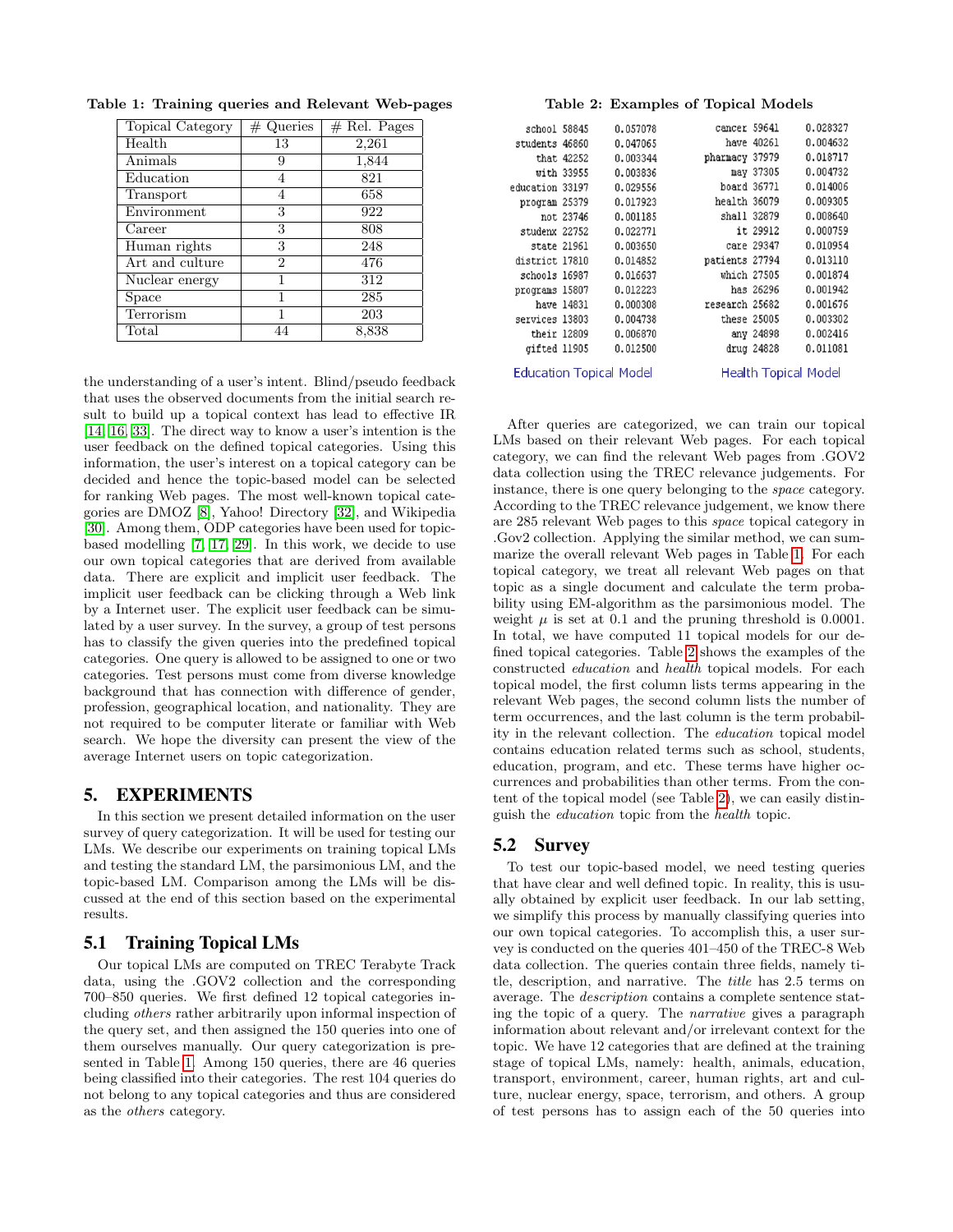**Table 1: Training queries and Relevant Web-pages**

| Topical Category | # Queries | # Rel. Pages |
|---|---|---|
| Health | 13 | 2,261 |
| Animals | 9 | 1,844 |
| Education | 4 | 821 |
| Transport | 4 | 658 |
| Environment | 3 | 922 |
| Career | 3 | 808 |
| Human rights | 3 | 248 |
| Art and culture | 2 | 476 |
| Nuclear energy | 1 | 312 |
| Space | 1 | 285 |
| Terrorism | 1 | 203 |
| Total | 44 | 8,838 |

the understanding of a user's intent. Blind/pseudo feedback that uses the observed documents from the initial search result to build up a topical context has lead to effective IR [14, 16, 33]. The direct way to know a user's intention is the user feedback on the defined topical categories. Using this information, the user's interest on a topical category can be decided and hence the topic-based model can be selected for ranking Web pages. The most well-known topical categories are DMOZ [8], Yahoo! Directory [32], and Wikipedia [30]. Among them, ODP categories have been used for topic-based modelling [7, 17, 29]. In this work, we decide to use our own topical categories that are derived from available data. There are explicit and implicit user feedback. The implicit user feedback can be clicking through a Web link by a Internet user. The explicit user feedback can be simulated by a user survey. In the survey, a group of test persons has to classify the given queries into the predefined topical categories. One query is allowed to be assigned to one or two categories. Test persons must come from diverse knowledge background that has connection with difference of gender, profession, geographical location, and nationality. They are not required to be computer literate or familiar with Web search. We hope the diversity can present the view of the average Internet users on topic categorization.

## 5. EXPERIMENTS

In this section we present detailed information on the user survey of query categorization. It will be used for testing our LMs. We describe our experiments on training topical LMs and testing the standard LM, the parsimonious LM, and the topic-based LM. Comparison among the LMs will be discussed at the end of this section based on the experimental results.

### 5.1 Training Topical LMs

Our topical LMs are computed on TREC Terabyte Track data, using the .GOV2 collection and the corresponding 700–850 queries. We first defined 12 topical categories including *others* rather arbitrarily upon informal inspection of the query set, and then assigned the 150 queries into one of them ourselves manually. Our query categorization is presented in Table 1. Among 150 queries, there are 46 queries being classified into their categories. The rest 104 queries do not belong to any topical categories and thus are considered as the *others* category.

**Table 2: Examples of Topical Models**

| Term | Count | Probability | Term | Count | Probability |
|---|---|---|---|---|---|
| school | 58845 | 0.057078 | cancer | 59641 | 0.028327 |
| students | 46860 | 0.047065 | have | 40261 | 0.004632 |
| that | 42252 | 0.003344 | pharmacy | 37979 | 0.018717 |
| with | 33955 | 0.003836 | may | 37305 | 0.004732 |
| education | 33197 | 0.029556 | board | 36771 | 0.014006 |
| program | 25379 | 0.017923 | health | 36079 | 0.009305 |
| not | 23746 | 0.001185 | shall | 32879 | 0.008640 |
| studenx | 22752 | 0.022771 | it | 29912 | 0.000759 |
| state | 21961 | 0.003650 | care | 29347 | 0.010954 |
| district | 17810 | 0.014852 | patients | 27794 | 0.013110 |
| schools | 16987 | 0.016637 | which | 27505 | 0.001874 |
| programs | 15807 | 0.012223 | has | 26296 | 0.001942 |
| have | 14831 | 0.000308 | research | 25682 | 0.001676 |
| services | 13803 | 0.004738 | these | 25005 | 0.003302 |
| their | 12809 | 0.006870 | any | 24898 | 0.002416 |
| gifted | 11905 | 0.012500 | drug | 24828 | 0.011081 |
| Education Topical Model | | | Health Topical Model | | |

After queries are categorized, we can train our topical LMs based on their relevant Web pages. For each topical category, we can find the relevant Web pages from .GOV2 data collection using the TREC relevance judgements. For instance, there is one query belonging to the *space* category. According to the TREC relevance judgement, we know there are 285 relevant Web pages to this *space* topical category in .Gov2 collection. Applying the similar method, we can summarize the overall relevant Web pages in Table 1. For each topical category, we treat all relevant Web pages on that topic as a single document and calculate the term probability using EM-algorithm as the parsimonious model. The weight $\mu$ is set at 0.1 and the pruning threshold is 0.0001. In total, we have computed 11 topical models for our defined topical categories. Table 2 shows the examples of the constructed *education* and *health* topical models. For each topical model, the first column lists terms appearing in the relevant Web pages, the second column lists the number of term occurrences, and the last column is the term probability in the relevant collection. The *education* topical model contains education related terms such as school, students, education, program, and etc. These terms have higher occurrences and probabilities than other terms. From the content of the topical model (see Table 2), we can easily distinguish the *education* topic from the *health* topic.

### 5.2 Survey

To test our topic-based model, we need testing queries that have clear and well defined topic. In reality, this is usually obtained by explicit user feedback. In our lab setting, we simplify this process by manually classifying queries into our own topical categories. To accomplish this, a user survey is conducted on the queries 401–450 of the TREC-8 Web data collection. The queries contain three fields, namely title, description, and narrative. The *title* has 2.5 terms on average. The *description* contains a complete sentence stating the topic of a query. The *narrative* gives a paragraph information about relevant and/or irrelevant context for the topic. We have 12 categories that are defined at the training stage of topical LMs, namely: health, animals, education, transport, environment, career, human rights, art and culture, nuclear energy, space, terrorism, and others. A group of test persons has to assign each of the 50 queries into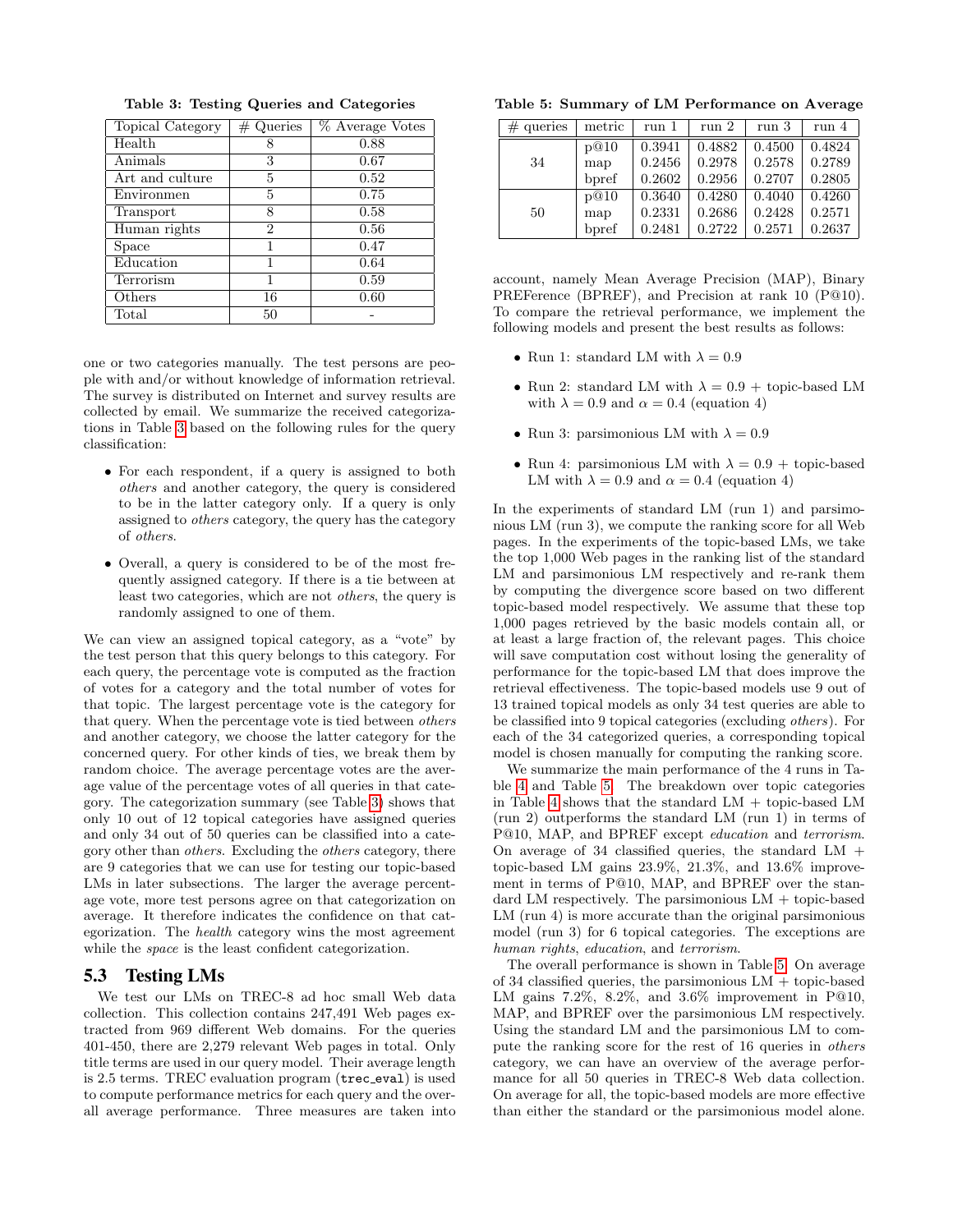**Table 3: Testing Queries and Categories**

| Topical Category | # Queries | % Average Votes |
|---|---|---|
| Health | 8 | 0.88 |
| Animals | 3 | 0.67 |
| Art and culture | 5 | 0.52 |
| Environmen | 5 | 0.75 |
| Transport | 8 | 0.58 |
| Human rights | 2 | 0.56 |
| Space | 1 | 0.47 |
| Education | 1 | 0.64 |
| Terrorism | 1 | 0.59 |
| Others | 16 | 0.60 |
| Total | 50 | - |

one or two categories manually. The test persons are people with and/or without knowledge of information retrieval. The survey is distributed on Internet and survey results are collected by email. We summarize the received categorizations in Table 3 based on the following rules for the query classification:

- For each respondent, if a query is assigned to both *others* and another category, the query is considered to be in the latter category only. If a query is only assigned to *others* category, the query has the category of *others*.
- Overall, a query is considered to be of the most frequently assigned category. If there is a tie between at least two categories, which are not *others*, the query is randomly assigned to one of them.

We can view an assigned topical category, as a "vote" by the test person that this query belongs to this category. For each query, the percentage vote is computed as the fraction of votes for a category and the total number of votes for that topic. The largest percentage vote is the category for that query. When the percentage vote is tied between *others* and another category, we choose the latter category for the concerned query. For other kinds of ties, we break them by random choice. The average percentage votes are the average value of the percentage votes of all queries in that category. The categorization summary (see Table 3) shows that only 10 out of 12 topical categories have assigned queries and only 34 out of 50 queries can be classified into a category other than *others*. Excluding the *others* category, there are 9 categories that we can use for testing our topic-based LMs in later subsections. The larger the average percentage vote, more test persons agree on that categorization on average. It therefore indicates the confidence on that categorization. The *health* category wins the most agreement while the *space* is the least confident categorization.

## 5.3 Testing LMs

We test our LMs on TREC-8 ad hoc small Web data collection. This collection contains 247,491 Web pages extracted from 969 different Web domains. For the queries 401-450, there are 2,279 relevant Web pages in total. Only title terms are used in our query model. Their average length is 2.5 terms. TREC evaluation program (`trec_eval`) is used to compute performance metrics for each query and the overall average performance. Three measures are taken into account, namely Mean Average Precision (MAP), Binary PREFerence (BPREF), and Precision at rank 10 (P@10). To compare the retrieval performance, we implement the following models and present the best results as follows:

- Run 1: standard LM with $\lambda = 0.9$
- Run 2: standard LM with $\lambda = 0.9$ + topic-based LM with $\lambda = 0.9$ and $\alpha = 0.4$ (equation 4)
- Run 3: parsimonious LM with $\lambda = 0.9$
- Run 4: parsimonious LM with $\lambda = 0.9$ + topic-based LM with $\lambda = 0.9$ and $\alpha = 0.4$ (equation 4)

**Table 5: Summary of LM Performance on Average**

| # queries | metric | run 1 | run 2 | run 3 | run 4 |
|---|---|---|---|---|---|
| 34 | p@10 | 0.3941 | 0.4882 | 0.4500 | 0.4824 |
| | map | 0.2456 | 0.2978 | 0.2578 | 0.2789 |
| | bpref | 0.2602 | 0.2956 | 0.2707 | 0.2805 |
| 50 | p@10 | 0.3640 | 0.4280 | 0.4040 | 0.4260 |
| | map | 0.2331 | 0.2686 | 0.2428 | 0.2571 |
| | bpref | 0.2481 | 0.2722 | 0.2571 | 0.2637 |

In the experiments of standard LM (run 1) and parsimonious LM (run 3), we compute the ranking score for all Web pages. In the experiments of the topic-based LMs, we take the top 1,000 Web pages in the ranking list of the standard LM and parsimonious LM respectively and re-rank them by computing the divergence score based on two different topic-based model respectively. We assume that these top 1,000 pages retrieved by the basic models contain all, or at least a large fraction of, the relevant pages. This choice will save computation cost without losing the generality of performance for the topic-based LM that does improve the retrieval effectiveness. The topic-based models use 9 out of 13 trained topical models as only 34 test queries are able to be classified into 9 topical categories (excluding *others*). For each of the 34 categorized queries, a corresponding topical model is chosen manually for computing the ranking score.

We summarize the main performance of the 4 runs in Table 4 and Table 5. The breakdown over topic categories in Table 4 shows that the standard LM + topic-based LM (run 2) outperforms the standard LM (run 1) in terms of P@10, MAP, and BPREF except *education* and *terrorism*. On average of 34 classified queries, the standard LM + topic-based LM gains 23.9%, 21.3%, and 13.6% improvement in terms of P@10, MAP, and BPREF over the standard LM respectively. The parsimonious LM + topic-based LM (run 4) is more accurate than the original parsimonious model (run 3) for 6 topical categories. The exceptions are *human rights*, *education*, and *terrorism*.

The overall performance is shown in Table 5. On average of 34 classified queries, the parsimonious LM + topic-based LM gains 7.2%, 8.2%, and 3.6% improvement in P@10, MAP, and BPREF over the parsimonious LM respectively. Using the standard LM and the parsimonious LM to compute the ranking score for the rest of 16 queries in *others* category, we can have an overview of the average performance for all 50 queries in TREC-8 Web data collection. On average for all, the topic-based models are more effective than either the standard or the parsimonious model alone.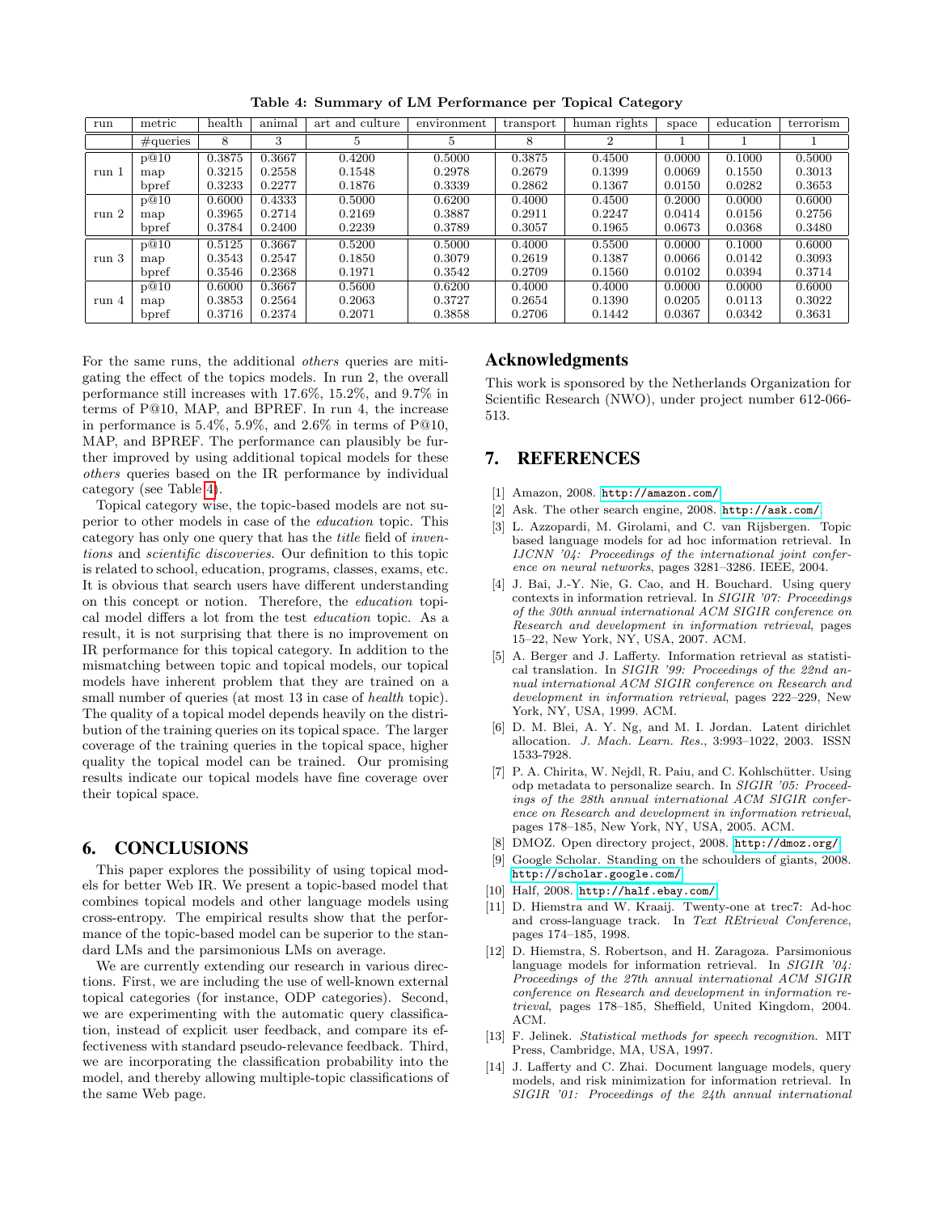**Table 4: Summary of LM Performance per Topical Category**

| run | metric | health | animal | art and culture | environment | transport | human rights | space | education | terrorism |
|---|---|---|---|---|---|---|---|---|---|---|
| | #queries | 8 | 3 | 5 | 5 | 8 | 2 | 1 | 1 | 1 |
| run 1 | p@10 | 0.3875 | 0.3667 | 0.4200 | 0.5000 | 0.3875 | 0.4500 | 0.0000 | 0.1000 | 0.5000 |
| | map | 0.3215 | 0.2558 | 0.1548 | 0.2978 | 0.2679 | 0.1399 | 0.0069 | 0.1550 | 0.3013 |
| | bpref | 0.3233 | 0.2277 | 0.1876 | 0.3339 | 0.2862 | 0.1367 | 0.0150 | 0.0282 | 0.3653 |
| run 2 | p@10 | 0.6000 | 0.4333 | 0.5000 | 0.6200 | 0.4000 | 0.4500 | 0.2000 | 0.0000 | 0.6000 |
| | map | 0.3965 | 0.2714 | 0.2169 | 0.3887 | 0.2911 | 0.2247 | 0.0414 | 0.0156 | 0.2756 |
| | bpref | 0.3784 | 0.2400 | 0.2239 | 0.3789 | 0.3057 | 0.1965 | 0.0673 | 0.0368 | 0.3480 |
| run 3 | p@10 | 0.5125 | 0.3667 | 0.5200 | 0.5000 | 0.4000 | 0.5500 | 0.0000 | 0.1000 | 0.6000 |
| | map | 0.3543 | 0.2547 | 0.1850 | 0.3079 | 0.2619 | 0.1387 | 0.0066 | 0.0142 | 0.3093 |
| | bpref | 0.3546 | 0.2368 | 0.1971 | 0.3542 | 0.2709 | 0.1560 | 0.0102 | 0.0394 | 0.3714 |
| run 4 | p@10 | 0.6000 | 0.3667 | 0.5600 | 0.6200 | 0.4000 | 0.4000 | 0.0000 | 0.0000 | 0.6000 |
| | map | 0.3853 | 0.2564 | 0.2063 | 0.3727 | 0.2654 | 0.1390 | 0.0205 | 0.0113 | 0.3022 |
| | bpref | 0.3716 | 0.2374 | 0.2071 | 0.3858 | 0.2706 | 0.1442 | 0.0367 | 0.0342 | 0.3631 |

For the same runs, the additional *others* queries are mitigating the effect of the topics models. In run 2, the overall performance still increases with 17.6%, 15.2%, and 9.7% in terms of P@10, MAP, and BPREF. In run 4, the increase in performance is 5.4%, 5.9%, and 2.6% in terms of P@10, MAP, and BPREF. The performance can plausibly be further improved by using additional topical models for these *others* queries based on the IR performance by individual category (see Table 4).

Topical category wise, the topic-based models are not superior to other models in case of the *education* topic. This category has only one query that has the *title* field of *inventions* and *scientific discoveries*. Our definition to this topic is related to school, education, programs, classes, exams, etc. It is obvious that search users have different understanding on this concept or notion. Therefore, the *education* topical model differs a lot from the test *education* topic. As a result, it is not surprising that there is no improvement on IR performance for this topical category. In addition to the mismatching between topic and topical models, our topical models have inherent problem that they are trained on a small number of queries (at most 13 in case of *health* topic). The quality of a topical model depends heavily on the distribution of the training queries on its topical space. The larger coverage of the training queries in the topical space, higher quality the topical model can be trained. Our promising results indicate our topical models have fine coverage over their topical space.

## 6. CONCLUSIONS

This paper explores the possibility of using topical models for better Web IR. We present a topic-based model that combines topical models and other language models using cross-entropy. The empirical results show that the performance of the topic-based model can be superior to the standard LMs and the parsimonious LMs on average.

We are currently extending our research in various directions. First, we are including the use of well-known external topical categories (for instance, ODP categories). Second, we are experimenting with the automatic query classification, instead of explicit user feedback, and compare its effectiveness with standard pseudo-relevance feedback. Third, we are incorporating the classification probability into the model, and thereby allowing multiple-topic classifications of the same Web page.

## Acknowledgments

This work is sponsored by the Netherlands Organization for Scientific Research (NWO), under project number 612-066-513.

## 7. REFERENCES

[1] Amazon, 2008. http://amazon.com/

[2] Ask. The other search engine, 2008. http://ask.com/

[3] L. Azzopardi, M. Girolami, and C. van Rijsbergen. Topic based language models for ad hoc information retrieval. In *IJCNN '04: Proceedings of the international joint conference on neural networks*, pages 3281–3286. IEEE, 2004.

[4] J. Bai, J.-Y. Nie, G. Cao, and H. Bouchard. Using query contexts in information retrieval. In *SIGIR '07: Proceedings of the 30th annual international ACM SIGIR conference on Research and development in information retrieval*, pages 15–22, New York, NY, USA, 2007. ACM.

[5] A. Berger and J. Lafferty. Information retrieval as statistical translation. In *SIGIR '99: Proceedings of the 22nd annual international ACM SIGIR conference on Research and development in information retrieval*, pages 222–229, New York, NY, USA, 1999. ACM.

[6] D. M. Blei, A. Y. Ng, and M. I. Jordan. Latent dirichlet allocation. *J. Mach. Learn. Res.*, 3:993–1022, 2003. ISSN 1533-7928.

[7] P. A. Chirita, W. Nejdl, R. Paiu, and C. Kohlschütter. Using odp metadata to personalize search. In *SIGIR '05: Proceedings of the 28th annual international ACM SIGIR conference on Research and development in information retrieval*, pages 178–185, New York, NY, USA, 2005. ACM.

[8] DMOZ. Open directory project, 2008. http://dmoz.org/

[9] Google Scholar. Standing on the schoulders of giants, 2008. http://scholar.google.com/

[10] Half, 2008. http://half.ebay.com/

[11] D. Hiemstra and W. Kraaij. Twenty-one at trec7: Ad-hoc and cross-language track. In *Text REtrieval Conference*, pages 174–185, 1998.

[12] D. Hiemstra, S. Robertson, and H. Zaragoza. Parsimonious language models for information retrieval. In *SIGIR '04: Proceedings of the 27th annual international ACM SIGIR conference on Research and development in information retrieval*, pages 178–185, Sheffield, United Kingdom, 2004. ACM.

[13] F. Jelinek. *Statistical methods for speech recognition*. MIT Press, Cambridge, MA, USA, 1997.

[14] J. Lafferty and C. Zhai. Document language models, query models, and risk minimization for information retrieval. In *SIGIR '01: Proceedings of the 24th annual international*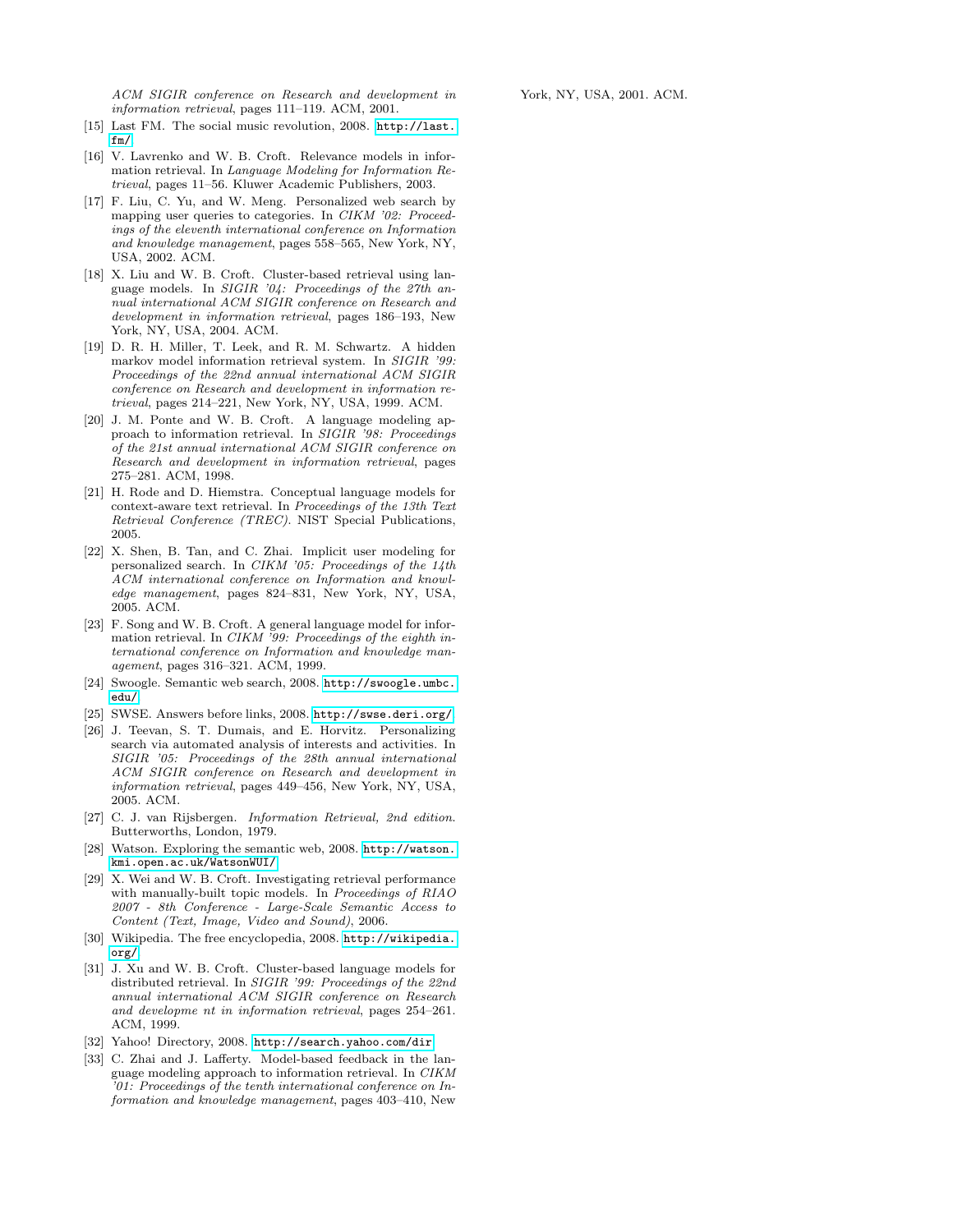ACM SIGIR conference on Research and development in information retrieval*, pages 111–119. ACM, 2001.

[15] Last FM. The social music revolution, 2008. http://last.fm/

[16] V. Lavrenko and W. B. Croft. Relevance models in information retrieval. In *Language Modeling for Information Retrieval*, pages 11–56. Kluwer Academic Publishers, 2003.

[17] F. Liu, C. Yu, and W. Meng. Personalized web search by mapping user queries to categories. In *CIKM '02: Proceedings of the eleventh international conference on Information and knowledge management*, pages 558–565, New York, NY, USA, 2002. ACM.

[18] X. Liu and W. B. Croft. Cluster-based retrieval using language models. In *SIGIR '04: Proceedings of the 27th annual international ACM SIGIR conference on Research and development in information retrieval*, pages 186–193, New York, NY, USA, 2004. ACM.

[19] D. R. H. Miller, T. Leek, and R. M. Schwartz. A hidden markov model information retrieval system. In *SIGIR '99: Proceedings of the 22nd annual international ACM SIGIR conference on Research and development in information retrieval*, pages 214–221, New York, NY, USA, 1999. ACM.

[20] J. M. Ponte and W. B. Croft. A language modeling approach to information retrieval. In *SIGIR '98: Proceedings of the 21st annual international ACM SIGIR conference on Research and development in information retrieval*, pages 275–281. ACM, 1998.

[21] H. Rode and D. Hiemstra. Conceptual language models for context-aware text retrieval. In *Proceedings of the 13th Text Retrieval Conference (TREC)*. NIST Special Publications, 2005.

[22] X. Shen, B. Tan, and C. Zhai. Implicit user modeling for personalized search. In *CIKM '05: Proceedings of the 14th ACM international conference on Information and knowledge management*, pages 824–831, New York, NY, USA, 2005. ACM.

[23] F. Song and W. B. Croft. A general language model for information retrieval. In *CIKM '99: Proceedings of the eighth international conference on Information and knowledge management*, pages 316–321. ACM, 1999.

[24] Swoogle. Semantic web search, 2008. http://swoogle.umbc.edu/

[25] SWSE. Answers before links, 2008. http://swse.deri.org/

[26] J. Teevan, S. T. Dumais, and E. Horvitz. Personalizing search via automated analysis of interests and activities. In *SIGIR '05: Proceedings of the 28th annual international ACM SIGIR conference on Research and development in information retrieval*, pages 449–456, New York, NY, USA, 2005. ACM.

[27] C. J. van Rijsbergen. *Information Retrieval, 2nd edition*. Butterworths, London, 1979.

[28] Watson. Exploring the semantic web, 2008. http://watson.kmi.open.ac.uk/WatsonWUI/

[29] X. Wei and W. B. Croft. Investigating retrieval performance with manually-built topic models. In *Proceedings of RIAO 2007 - 8th Conference - Large-Scale Semantic Access to Content (Text, Image, Video and Sound)*, 2006.

[30] Wikipedia. The free encyclopedia, 2008. http://wikipedia.org/

[31] J. Xu and W. B. Croft. Cluster-based language models for distributed retrieval. In *SIGIR '99: Proceedings of the 22nd annual international ACM SIGIR conference on Research and developme nt in information retrieval*, pages 254–261. ACM, 1999.

[32] Yahoo! Directory, 2008. http://search.yahoo.com/dir

[33] C. Zhai and J. Lafferty. Model-based feedback in the language modeling approach to information retrieval. In *CIKM '01: Proceedings of the tenth international conference on Information and knowledge management*, pages 403–410, New York, NY, USA, 2001. ACM.